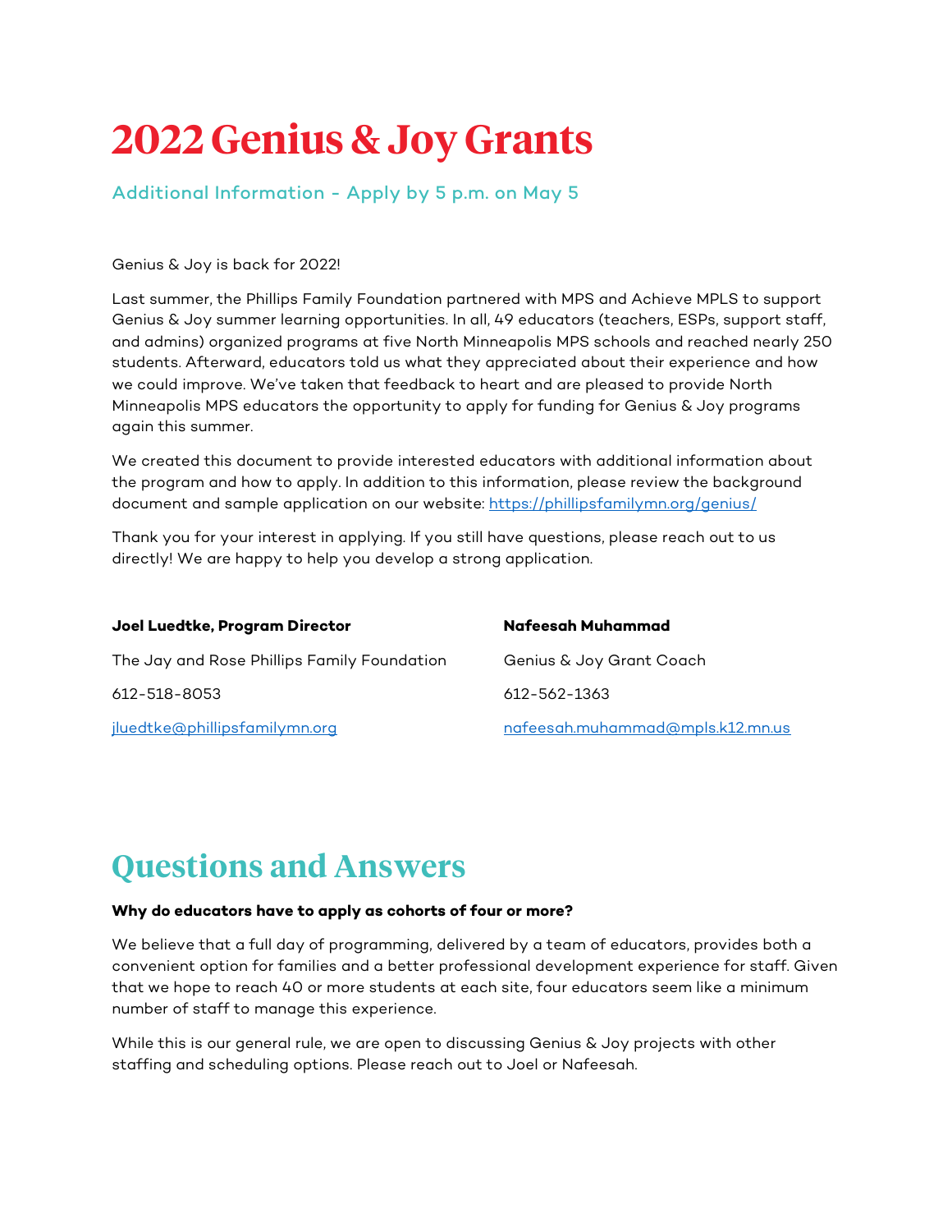# 2022 Genius & Joy Grants

Additional Information - Apply by 5 p.m. on May 5

Genius & Joy is back for 2022!

Last summer, the Phillips Family Foundation partnered with MPS and Achieve MPLS to support Genius & Joy summer learning opportunities. In all, 49 educators (teachers, ESPs, support staff, and admins) organized programs at five North Minneapolis MPS schools and reached nearly 250 students. Afterward, educators told us what they appreciated about their experience and how we could improve. We've taken that feedback to heart and are pleased to provide North Minneapolis MPS educators the opportunity to apply for funding for Genius & Joy programs again this summer.

We created this document to provide interested educators with additional information about the program and how to apply. In addition to this information, please review the background document and sample application on our website: https://phillipsfamilymn.org/genius/

Thank you for your interest in applying. If you still have questions, please reach out to us directly! We are happy to help you develop a strong application.

**Joel Luedtke, Program Director**

The Jay and Rose Phillips Family Foundation

612-518-8053

jluedtke@phillipsfamilymn.org

**Nafeesah Muhammad**

Genius & Joy Grant Coach

612-562-1363

nafeesah.muhammad@mpls.k12.mn.us

## Questions and Answers

**Why do educators have to apply as cohorts of four or more?**

We believe that a full day of programming, delivered by a team of educators, provides both a convenient option for families and a better professional development experience for staff. Given that we hope to reach 40 or more students at each site, four educators seem like a minimum number of staff to manage this experience.

While this is our general rule, we are open to discussing Genius & Joy projects with other staffing and scheduling options. Please reach out to Joel or Nafeesah.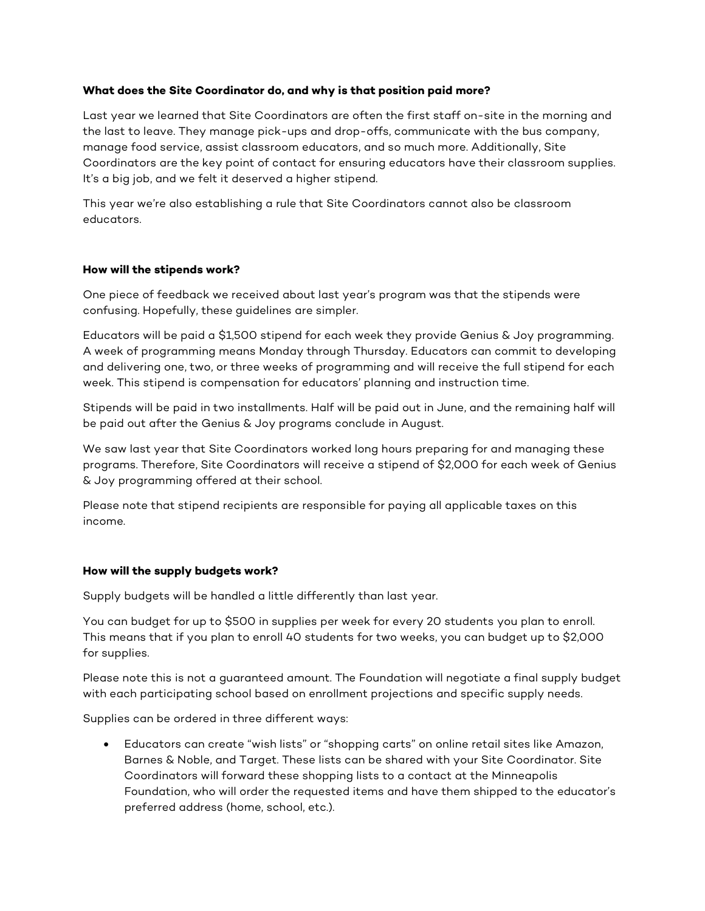**What does the Site Coordinator do, and why is that position paid more?**

Last year we learned that Site Coordinators are often the first staff on-site in the morning and the last to leave. They manage pick-ups and drop-offs, communicate with the bus company, manage food service, assist classroom educators, and so much more. Additionally, Site Coordinators are the key point of contact for ensuring educators have their classroom supplies. It's a big job, and we felt it deserved a higher stipend.

This year we're also establishing a rule that Site Coordinators cannot also be classroom educators.

**How will the stipends work?**

One piece of feedback we received about last year's program was that the stipends were confusing. Hopefully, these guidelines are simpler.

Educators will be paid a $1,500 stipend for each week they provide Genius & Joy programming. A week of programming means Monday through Thursday. Educators can commit to developing and delivering one, two, or three weeks of programming and will receive the full stipend for each week. This stipend is compensation for educators' planning and instruction time.

Stipends will be paid in two installments. Half will be paid out in June, and the remaining half will be paid out after the Genius & Joy programs conclude in August.

We saw last year that Site Coordinators worked long hours preparing for and managing these programs. Therefore, Site Coordinators will receive a stipend of $2,000 for each week of Genius & Joy programming offered at their school.

Please note that stipend recipients are responsible for paying all applicable taxes on this income.

**How will the supply budgets work?**

Supply budgets will be handled a little differently than last year.

You can budget for up to $500 in supplies per week for every 20 students you plan to enroll. This means that if you plan to enroll 40 students for two weeks, you can budget up to $2,000 for supplies.

Please note this is not a guaranteed amount. The Foundation will negotiate a final supply budget with each participating school based on enrollment projections and specific supply needs.

Supplies can be ordered in three different ways:

- Educators can create "wish lists" or "shopping carts" on online retail sites like Amazon, Barnes & Noble, and Target. These lists can be shared with your Site Coordinator. Site Coordinators will forward these shopping lists to a contact at the Minneapolis Foundation, who will order the requested items and have them shipped to the educator's preferred address (home, school, etc.).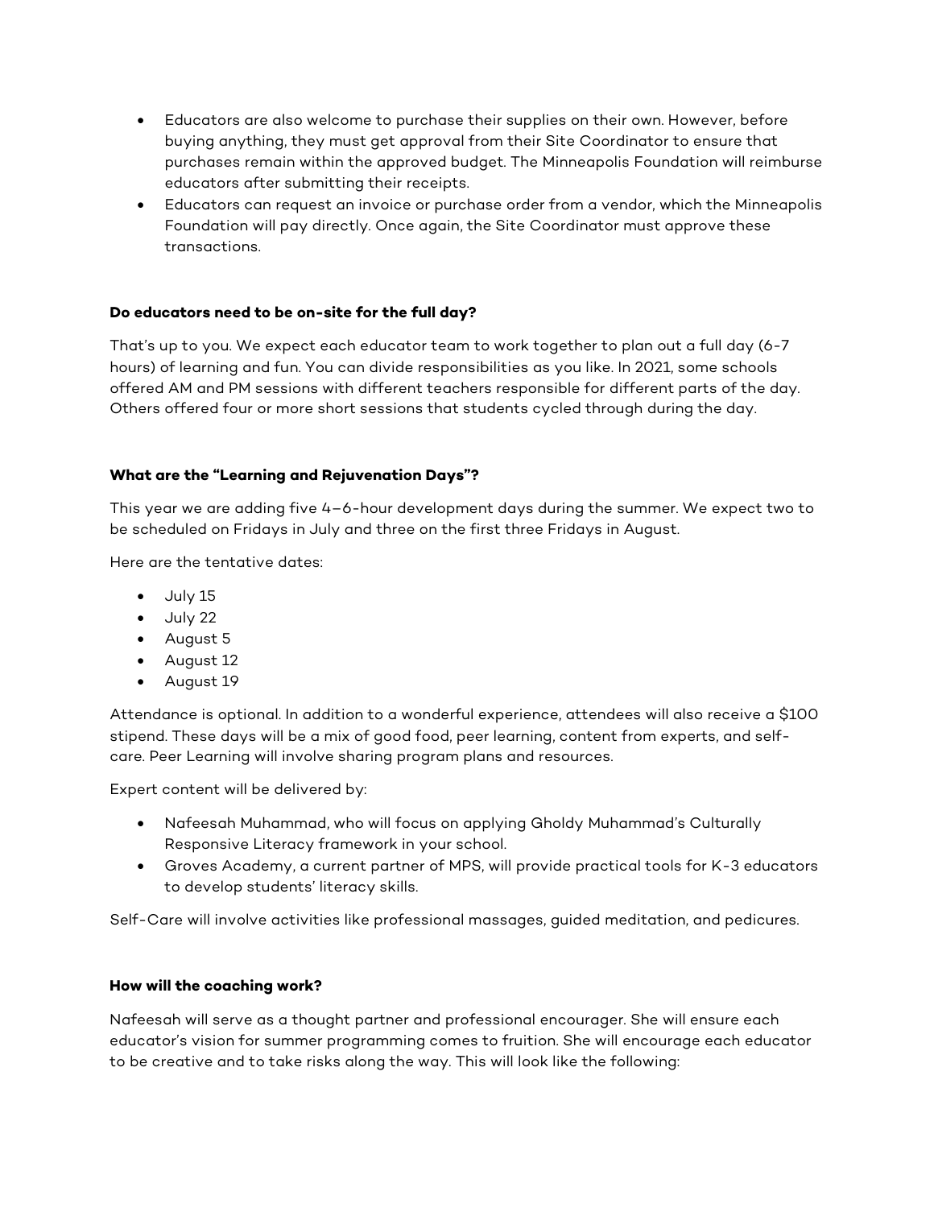- Educators are also welcome to purchase their supplies on their own. However, before buying anything, they must get approval from their Site Coordinator to ensure that purchases remain within the approved budget. The Minneapolis Foundation will reimburse educators after submitting their receipts.
- Educators can request an invoice or purchase order from a vendor, which the Minneapolis Foundation will pay directly. Once again, the Site Coordinator must approve these transactions.

**Do educators need to be on-site for the full day?**

That's up to you. We expect each educator team to work together to plan out a full day (6-7 hours) of learning and fun. You can divide responsibilities as you like. In 2021, some schools offered AM and PM sessions with different teachers responsible for different parts of the day. Others offered four or more short sessions that students cycled through during the day.

**What are the "Learning and Rejuvenation Days"?**

This year we are adding five 4–6-hour development days during the summer. We expect two to be scheduled on Fridays in July and three on the first three Fridays in August.

Here are the tentative dates:

- July 15
- July 22
- August 5
- August 12
- August 19

Attendance is optional. In addition to a wonderful experience, attendees will also receive a $100 stipend. These days will be a mix of good food, peer learning, content from experts, and self-care. Peer Learning will involve sharing program plans and resources.

Expert content will be delivered by:

- Nafeesah Muhammad, who will focus on applying Gholdy Muhammad's Culturally Responsive Literacy framework in your school.
- Groves Academy, a current partner of MPS, will provide practical tools for K-3 educators to develop students' literacy skills.

Self-Care will involve activities like professional massages, guided meditation, and pedicures.

**How will the coaching work?**

Nafeesah will serve as a thought partner and professional encourager. She will ensure each educator's vision for summer programming comes to fruition. She will encourage each educator to be creative and to take risks along the way. This will look like the following: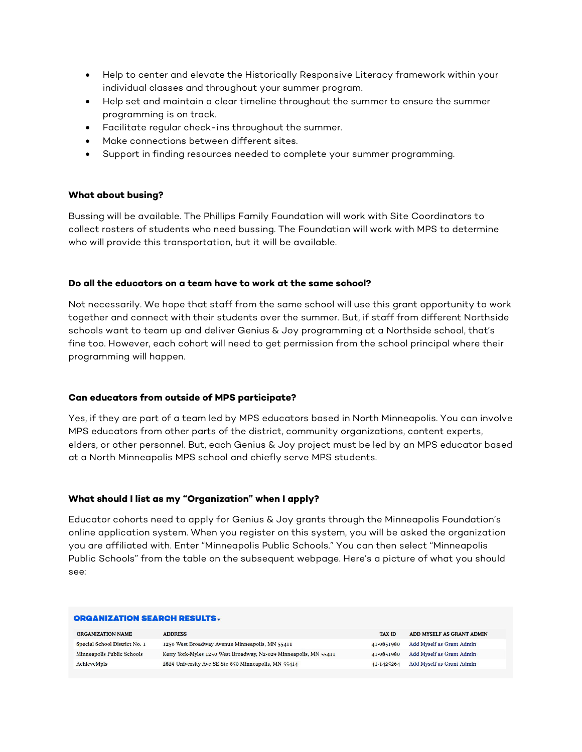- Help to center and elevate the Historically Responsive Literacy framework within your individual classes and throughout your summer program.
- Help set and maintain a clear timeline throughout the summer to ensure the summer programming is on track.
- Facilitate regular check-ins throughout the summer.
- Make connections between different sites.
- Support in finding resources needed to complete your summer programming.

**What about busing?**

Bussing will be available. The Phillips Family Foundation will work with Site Coordinators to collect rosters of students who need bussing. The Foundation will work with MPS to determine who will provide this transportation, but it will be available.

**Do all the educators on a team have to work at the same school?**

Not necessarily. We hope that staff from the same school will use this grant opportunity to work together and connect with their students over the summer. But, if staff from different Northside schools want to team up and deliver Genius & Joy programming at a Northside school, that's fine too. However, each cohort will need to get permission from the school principal where their programming will happen.

**Can educators from outside of MPS participate?**

Yes, if they are part of a team led by MPS educators based in North Minneapolis. You can involve MPS educators from other parts of the district, community organizations, content experts, elders, or other personnel. But, each Genius & Joy project must be led by an MPS educator based at a North Minneapolis MPS school and chiefly serve MPS students.

**What should I list as my "Organization" when I apply?**

Educator cohorts need to apply for Genius & Joy grants through the Minneapolis Foundation's online application system. When you register on this system, you will be asked the organization you are affiliated with. Enter "Minneapolis Public Schools." You can then select "Minneapolis Public Schools" from the table on the subsequent webpage. Here's a picture of what you should see:

**ORGANIZATION SEARCH RESULTS**

| ORGANIZATION NAME | ADDRESS | TAX ID | ADD MYSELF AS GRANT ADMIN |
|---|---|---|---|
| Special School District No. 1 | 1250 West Broadway Avenue Minneapolis, MN 55411 | 41-0851980 | Add Myself as Grant Admin |
| Minneapolis Public Schools | Kerry York-Myles 1250 West Broadway, N2-029 Minneapolis, MN 55411 | 41-0851980 | Add Myself as Grant Admin |
| AchieveMpls | 2829 University Ave SE Ste 850 Minneapolis, MN 55414 | 41-1425264 | Add Myself as Grant Admin |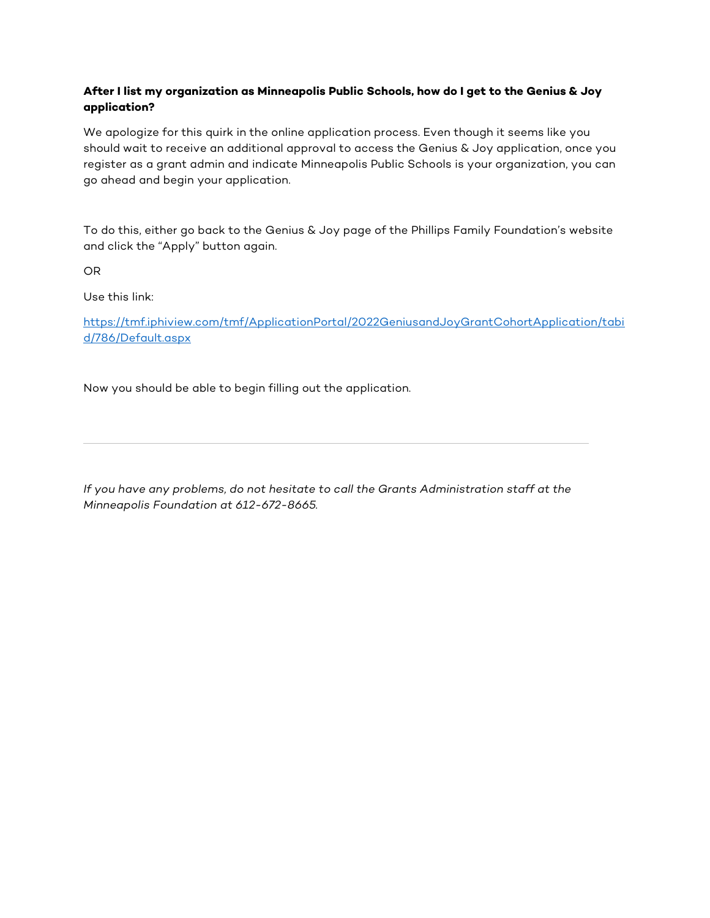**After I list my organization as Minneapolis Public Schools, how do I get to the Genius & Joy application?**

We apologize for this quirk in the online application process. Even though it seems like you should wait to receive an additional approval to access the Genius & Joy application, once you register as a grant admin and indicate Minneapolis Public Schools is your organization, you can go ahead and begin your application.

To do this, either go back to the Genius & Joy page of the Phillips Family Foundation's website and click the "Apply" button again.

OR

Use this link:

https://tmf.iphiview.com/tmf/ApplicationPortal/2022GeniusandJoyGrantCohortApplication/tabid/786/Default.aspx

Now you should be able to begin filling out the application.

---

*If you have any problems, do not hesitate to call the Grants Administration staff at the Minneapolis Foundation at 612-672-8665.*